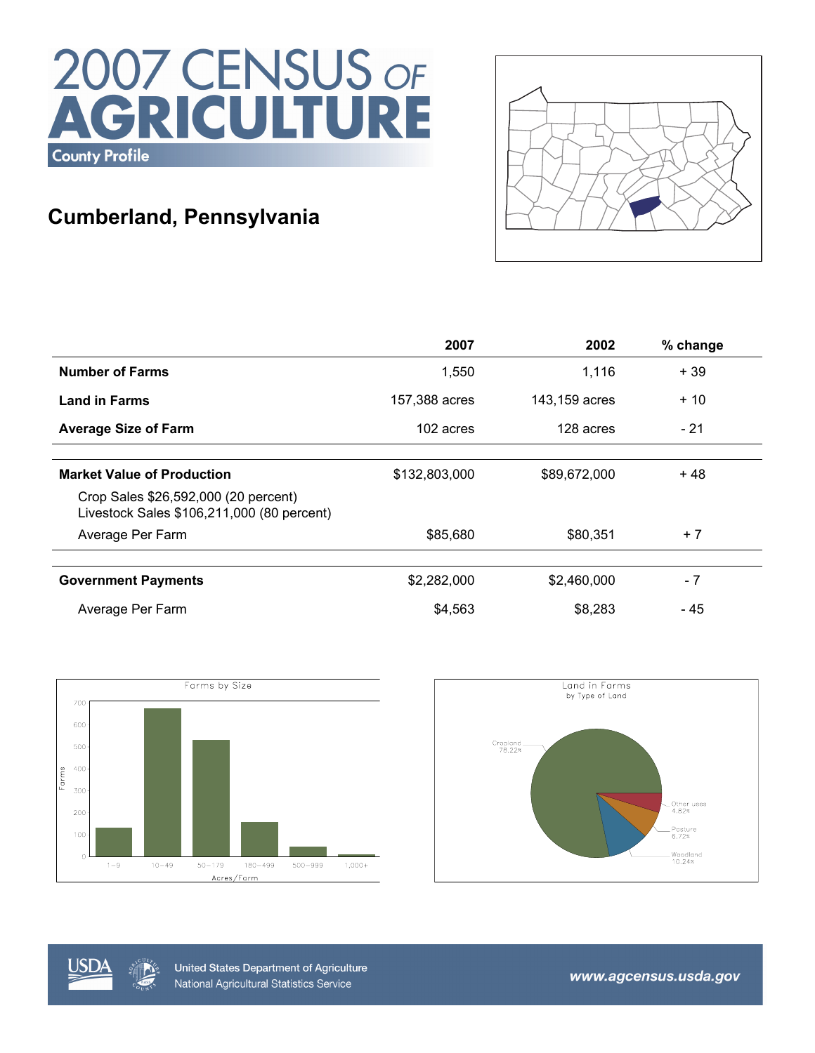# 2007 CENSUS OF AGRICULTURE

County Profile

## Cumberland, Pennsylvania

| | 2007 | 2002 | % change |
|---|---|---|---|
| **Number of Farms** | 1,550 | 1,116 | + 39 |
| **Land in Farms** | 157,388 acres | 143,159 acres | + 10 |
| **Average Size of Farm** | 102 acres | 128 acres | - 21 |
| **Market Value of Production** | $132,803,000 | $89,672,000 | + 48 |
| Crop Sales $26,592,000 (20 percent)<br>Livestock Sales $106,211,000 (80 percent) | | | |
| Average Per Farm | $85,680 | $80,351 | + 7 |
| **Government Payments** | $2,282,000 | $2,460,000 | - 7 |
| Average Per Farm | $4,563 | $8,283 | - 45 |

Farms by Size

Land in Farms by Type of Land

Cropland 78.22%, Other uses 4.82%, Pasture 6.72%, Woodland 10.24%

United States Department of Agriculture
National Agricultural Statistics Service

www.agcensus.usda.gov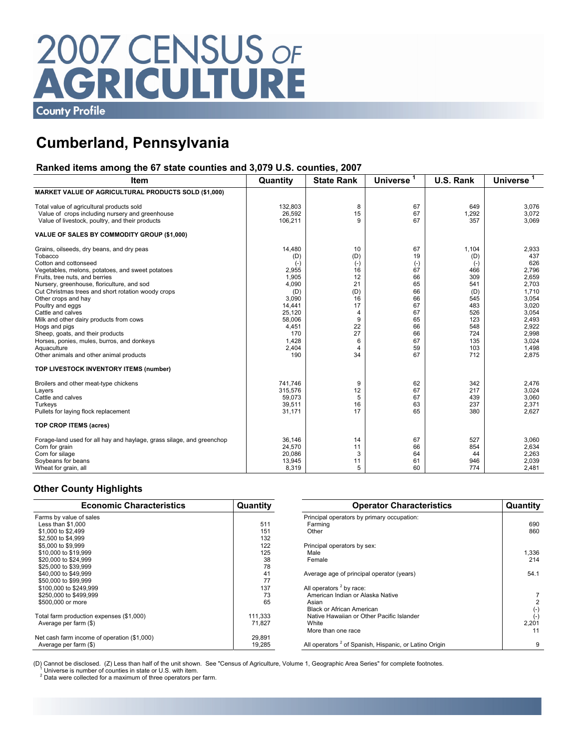# 2007 CENSUS OF AGRICULTURE

County Profile

# Cumberland, Pennsylvania

## Ranked items among the 67 state counties and 3,079 U.S. counties, 2007

| Item | Quantity | State Rank | Universe [1] | U.S. Rank | Universe [1] |
|---|---|---|---|---|---|
| **MARKET VALUE OF AGRICULTURAL PRODUCTS SOLD ($1,000)** | | | | | |
| Total value of agricultural products sold | 132,803 | 8 | 67 | 649 | 3,076 |
| Value of crops including nursery and greenhouse | 26,592 | 15 | 67 | 1,292 | 3,072 |
| Value of livestock, poultry, and their products | 106,211 | 9 | 67 | 357 | 3,069 |
| **VALUE OF SALES BY COMMODITY GROUP ($1,000)** | | | | | |
| Grains, oilseeds, dry beans, and dry peas | 14,480 | 10 | 67 | 1,104 | 2,933 |
| Tobacco | (D) | (D) | 19 | (D) | 437 |
| Cotton and cottonseed | (-) | (-) | (-) | (-) | 626 |
| Vegetables, melons, potatoes, and sweet potatoes | 2,955 | 16 | 67 | 466 | 2,796 |
| Fruits, tree nuts, and berries | 1,905 | 12 | 66 | 309 | 2,659 |
| Nursery, greenhouse, floriculture, and sod | 4,090 | 21 | 65 | 541 | 2,703 |
| Cut Christmas trees and short rotation woody crops | (D) | (D) | 66 | (D) | 1,710 |
| Other crops and hay | 3,090 | 16 | 66 | 545 | 3,054 |
| Poultry and eggs | 14,441 | 17 | 67 | 483 | 3,020 |
| Cattle and calves | 25,120 | 4 | 67 | 526 | 3,054 |
| Milk and other dairy products from cows | 58,006 | 9 | 65 | 123 | 2,493 |
| Hogs and pigs | 4,451 | 22 | 66 | 548 | 2,922 |
| Sheep, goats, and their products | 170 | 27 | 66 | 724 | 2,998 |
| Horses, ponies, mules, burros, and donkeys | 1,428 | 6 | 67 | 135 | 3,024 |
| Aquaculture | 2,404 | 4 | 59 | 103 | 1,498 |
| Other animals and other animal products | 190 | 34 | 67 | 712 | 2,875 |
| **TOP LIVESTOCK INVENTORY ITEMS (number)** | | | | | |
| Broilers and other meat-type chickens | 741,746 | 9 | 62 | 342 | 2,476 |
| Layers | 315,576 | 12 | 67 | 217 | 3,024 |
| Cattle and calves | 59,073 | 5 | 67 | 439 | 3,060 |
| Turkeys | 39,511 | 16 | 63 | 237 | 2,371 |
| Pullets for laying flock replacement | 31,171 | 17 | 65 | 380 | 2,627 |
| **TOP CROP ITEMS (acres)** | | | | | |
| Forage-land used for all hay and haylage, grass silage, and greenchop | 36,146 | 14 | 67 | 527 | 3,060 |
| Corn for grain | 24,570 | 11 | 66 | 854 | 2,634 |
| Corn for silage | 20,086 | 3 | 64 | 44 | 2,263 |
| Soybeans for beans | 13,945 | 11 | 61 | 946 | 2,039 |
| Wheat for grain, all | 8,319 | 5 | 60 | 774 | 2,481 |

## Other County Highlights

| Economic Characteristics | Quantity |
|---|---|
| Farms by value of sales | |
| Less than $1,000 | 511 |
| $1,000 to $2,499 | 151 |
| $2,500 to $4,999 | 132 |
| $5,000 to $9,999 | 122 |
| $10,000 to $19,999 | 125 |
| $20,000 to $24,999 | 38 |
| $25,000 to $39,999 | 78 |
| $40,000 to $49,999 | 41 |
| $50,000 to $99,999 | 77 |
| $100,000 to $249,999 | 137 |
| $250,000 to $499,999 | 73 |
| $500,000 or more | 65 |
| Total farm production expenses ($1,000) | 111,333 |
| Average per farm ($) | 71,827 |
| Net cash farm income of operation ($1,000) | 29,891 |
| Average per farm ($) | 19,285 |

| Operator Characteristics | Quantity |
|---|---|
| Principal operators by primary occupation: | |
| Farming | 690 |
| Other | 860 |
| Principal operators by sex: | |
| Male | 1,336 |
| Female | 214 |
| Average age of principal operator (years) | 54.1 |
| All operators [2] by race: | |
| American Indian or Alaska Native | 7 |
| Asian | 2 |
| Black or African American | (-) |
| Native Hawaiian or Other Pacific Islander | (-) |
| White | 2,201 |
| More than one race | 11 |
| All operators [2] of Spanish, Hispanic, or Latino Origin | 9 |

(D) Cannot be disclosed. (Z) Less than half of the unit shown. See "Census of Agriculture, Volume 1, Geographic Area Series" for complete footnotes.
[1] Universe is number of counties in state or U.S. with item.
[2] Data were collected for a maximum of three operators per farm.